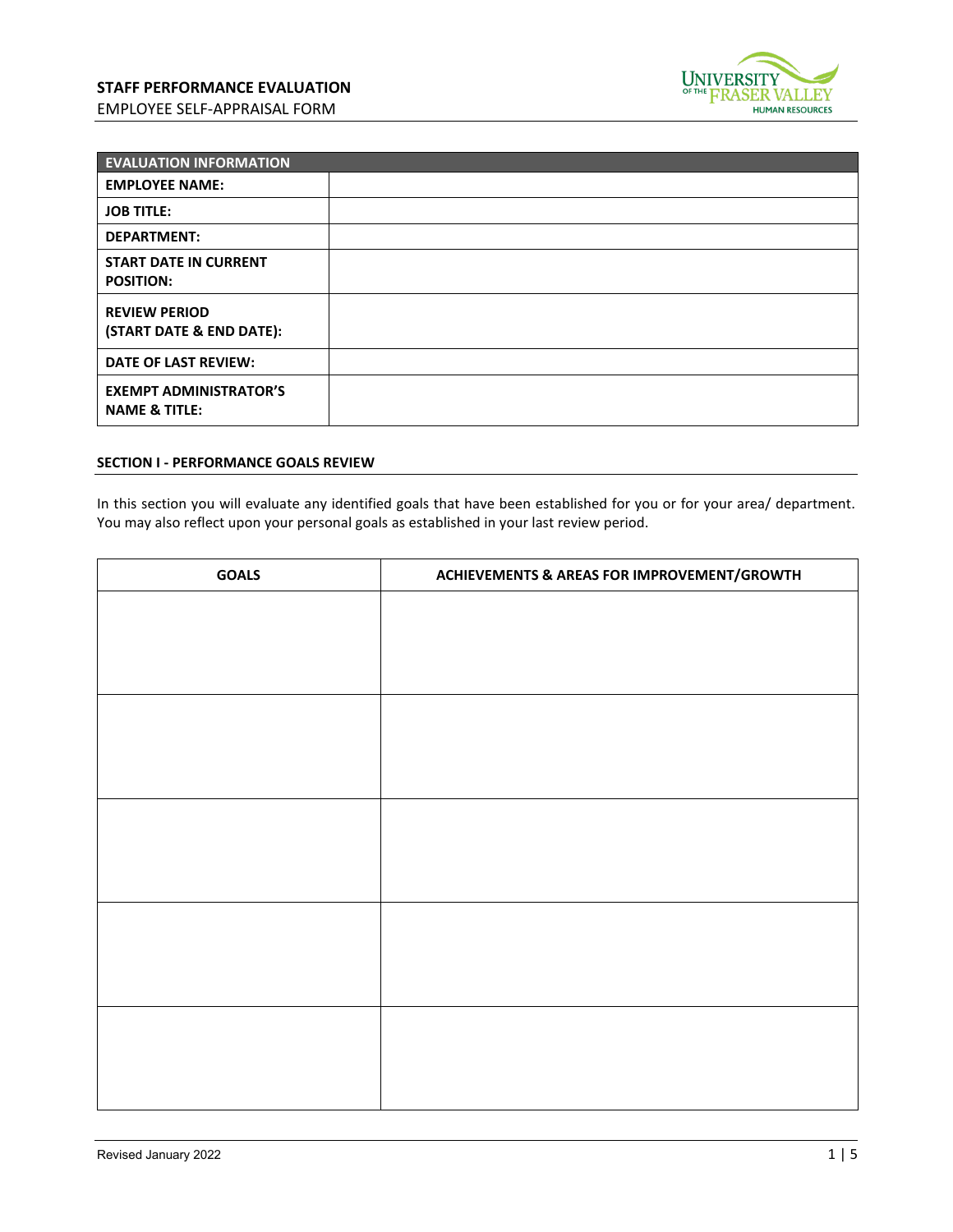**STAFF PERFORMANCE EVALUATION**
EMPLOYEE SELF-APPRAISAL FORM

| EVALUATION INFORMATION | |
|---|---|
| **EMPLOYEE NAME:** | |
| **JOB TITLE:** | |
| **DEPARTMENT:** | |
| **START DATE IN CURRENT POSITION:** | |
| **REVIEW PERIOD (START DATE & END DATE):** | |
| **DATE OF LAST REVIEW:** | |
| **EXEMPT ADMINISTRATOR'S NAME & TITLE:** | |

## SECTION I - PERFORMANCE GOALS REVIEW

In this section you will evaluate any identified goals that have been established for you or for your area/ department. You may also reflect upon your personal goals as established in your last review period.

| GOALS | ACHIEVEMENTS & AREAS FOR IMPROVEMENT/GROWTH |
|---|---|
| | |
| | |
| | |
| | |
| | |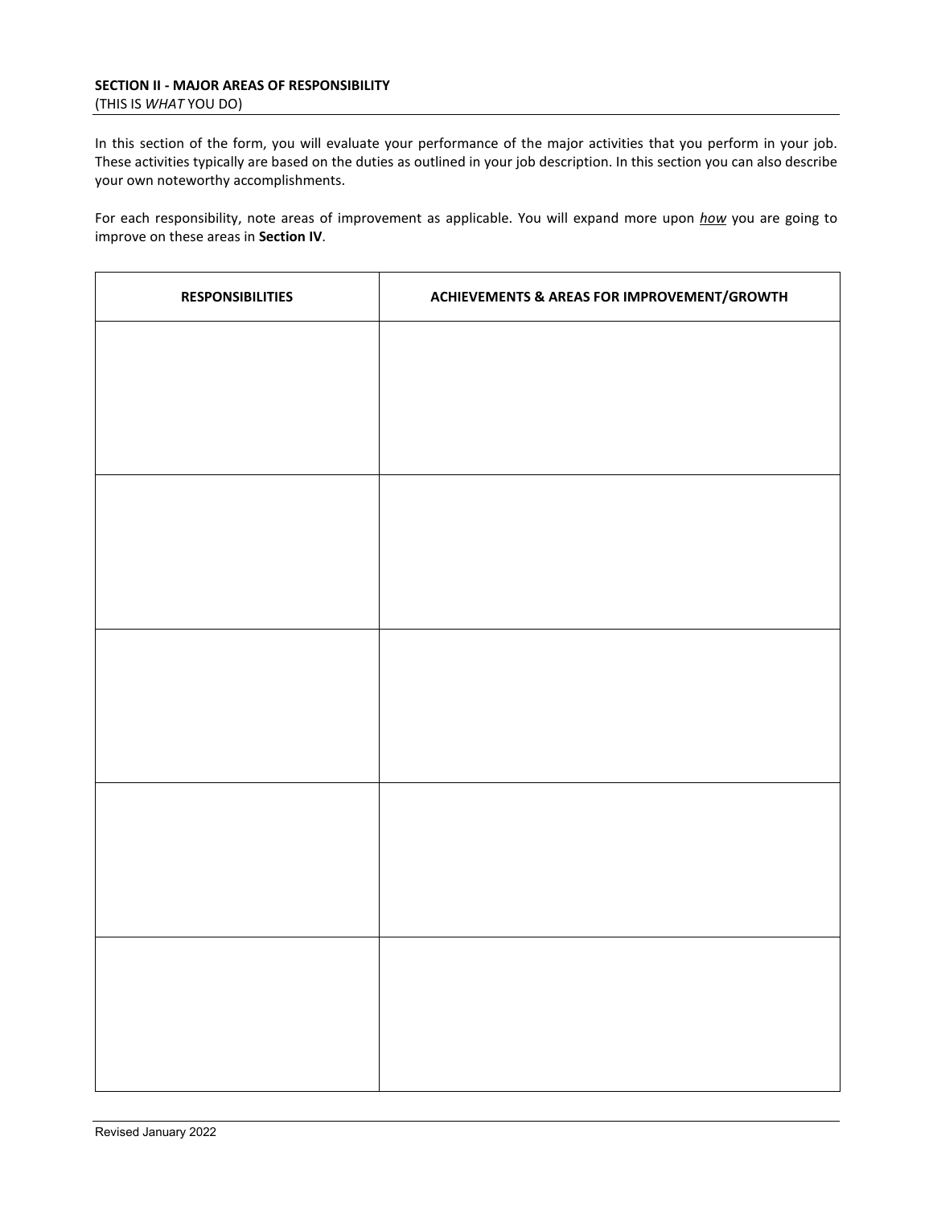**SECTION II - MAJOR AREAS OF RESPONSIBILITY**
(THIS IS *WHAT* YOU DO)

In this section of the form, you will evaluate your performance of the major activities that you perform in your job. These activities typically are based on the duties as outlined in your job description. In this section you can also describe your own noteworthy accomplishments.

For each responsibility, note areas of improvement as applicable. You will expand more upon *how* you are going to improve on these areas in **Section IV**.

| RESPONSIBILITIES | ACHIEVEMENTS & AREAS FOR IMPROVEMENT/GROWTH |
|---|---|
| | |
| | |
| | |
| | |
| | |

Revised January 2022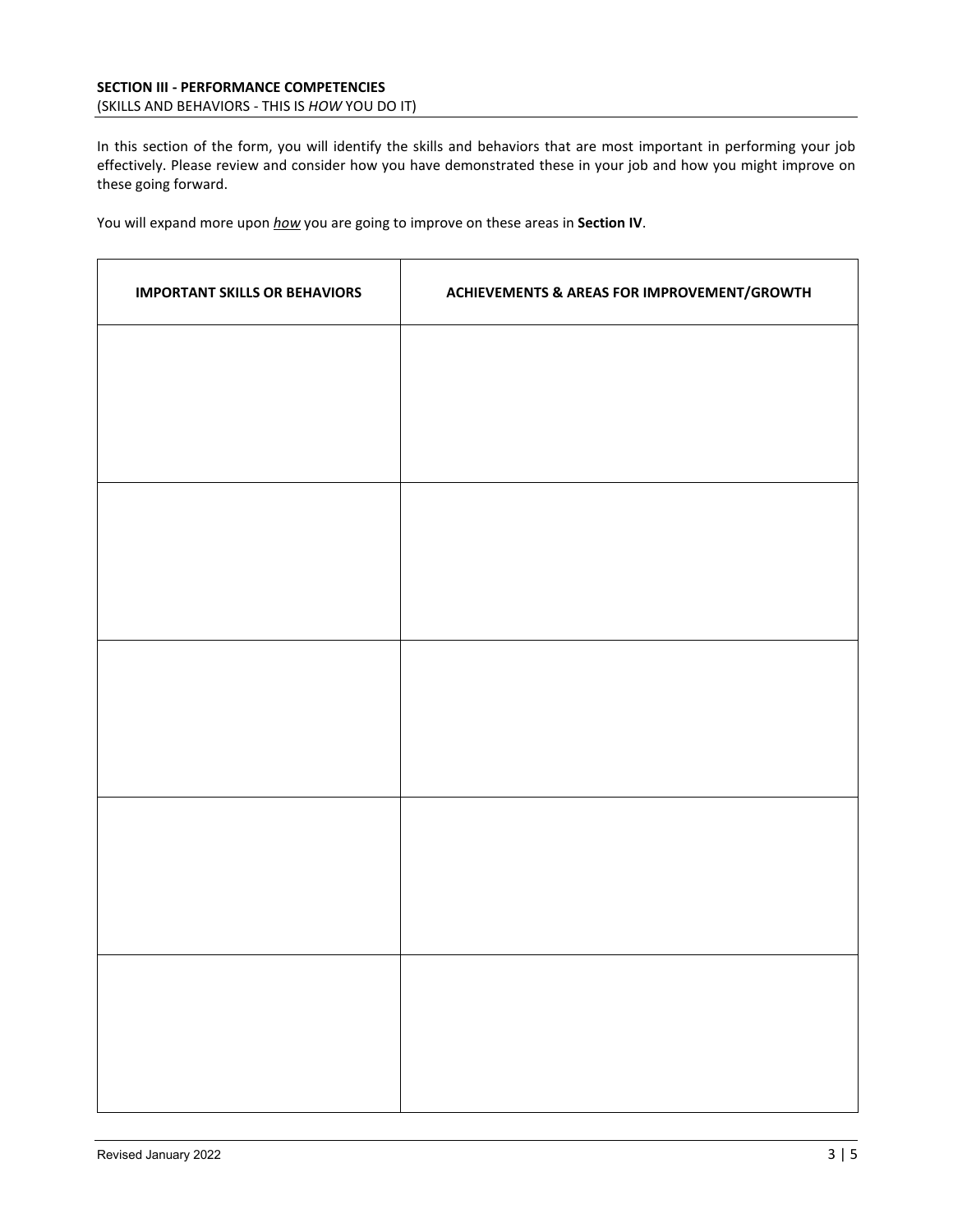**SECTION III - PERFORMANCE COMPETENCIES**
(SKILLS AND BEHAVIORS - THIS IS *HOW* YOU DO IT)

In this section of the form, you will identify the skills and behaviors that are most important in performing your job effectively. Please review and consider how you have demonstrated these in your job and how you might improve on these going forward.

You will expand more upon ***how*** you are going to improve on these areas in **Section IV**.

| IMPORTANT SKILLS OR BEHAVIORS | ACHIEVEMENTS & AREAS FOR IMPROVEMENT/GROWTH |
|---|---|
| | |
| | |
| | |
| | |
| | |

Revised January 2022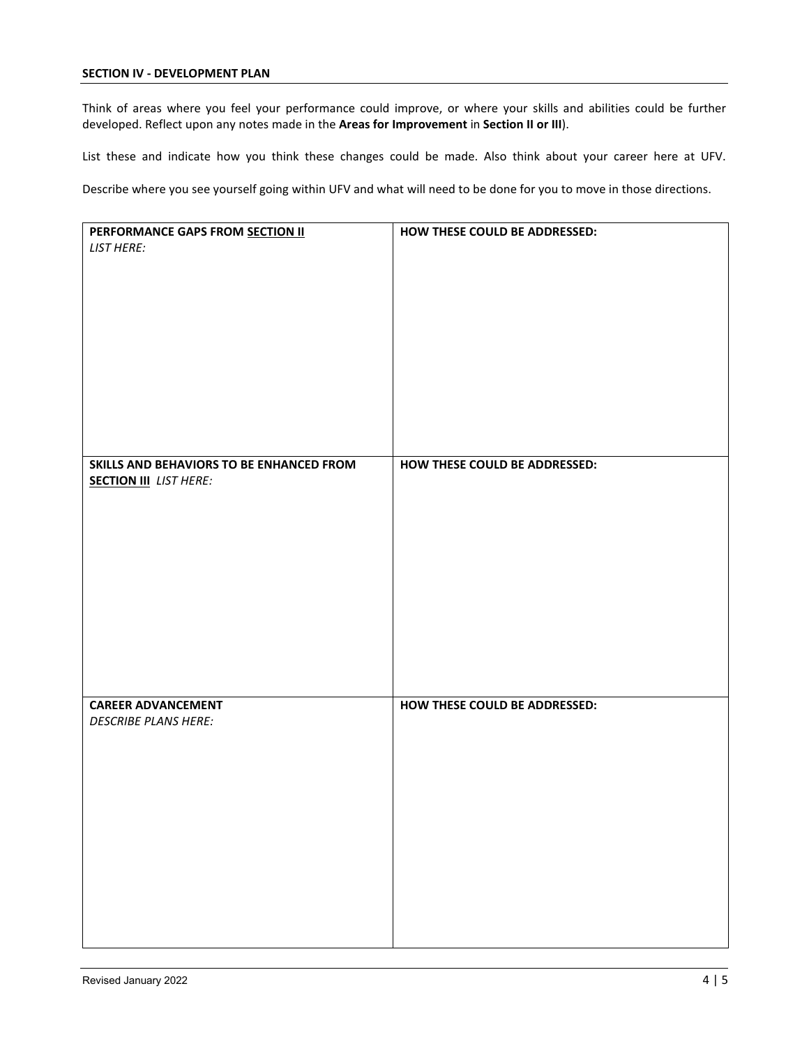**SECTION IV - DEVELOPMENT PLAN**

Think of areas where you feel your performance could improve, or where your skills and abilities could be further developed. Reflect upon any notes made in the **Areas for Improvement** in **Section II or III**).

List these and indicate how you think these changes could be made. Also think about your career here at UFV.

Describe where you see yourself going within UFV and what will need to be done for you to move in those directions.

| **PERFORMANCE GAPS FROM SECTION II** *LIST HERE:* | **HOW THESE COULD BE ADDRESSED:** |
| --- | --- |
| | |
| **SKILLS AND BEHAVIORS TO BE ENHANCED FROM SECTION III** *LIST HERE:* | **HOW THESE COULD BE ADDRESSED:** |
| | |
| **CAREER ADVANCEMENT** *DESCRIBE PLANS HERE:* | **HOW THESE COULD BE ADDRESSED:** |
| | |

Revised January 2022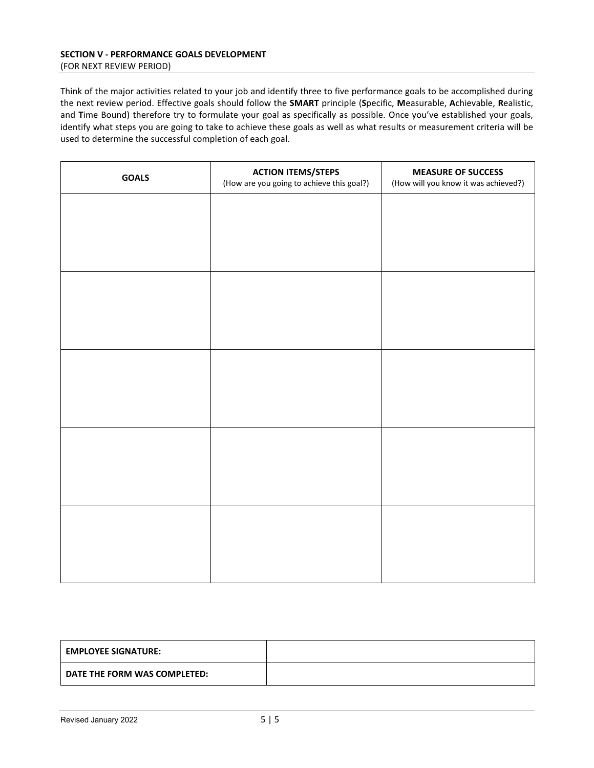## SECTION V - PERFORMANCE GOALS DEVELOPMENT

(FOR NEXT REVIEW PERIOD)

Think of the major activities related to your job and identify three to five performance goals to be accomplished during the next review period. Effective goals should follow the **SMART** principle (**S**pecific, **M**easurable, **A**chievable, **R**ealistic, and **T**ime Bound) therefore try to formulate your goal as specifically as possible. Once you've established your goals, identify what steps you are going to take to achieve these goals as well as what results or measurement criteria will be used to determine the successful completion of each goal.

| **GOALS** | **ACTION ITEMS/STEPS** (How are you going to achieve this goal?) | **MEASURE OF SUCCESS** (How will you know it was achieved?) |
|---|---|---|
| | | |
| | | |
| | | |
| | | |
| | | |

| | |
|---|---|
| **EMPLOYEE SIGNATURE:** | |
| **DATE THE FORM WAS COMPLETED:** | |

Revised January 2022